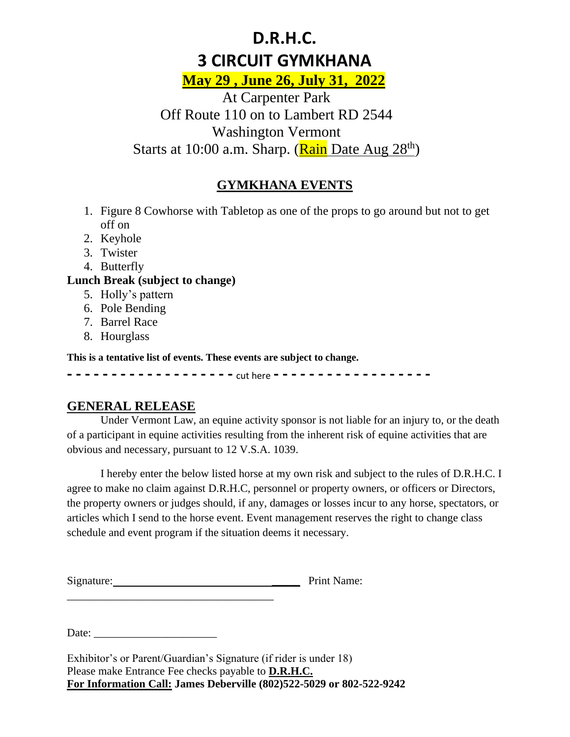# D.R.H.C.

# 3 CIRCUIT GYMKHANA

**May 29 , June 26, July 31, 2022**

At Carpenter Park
Off Route 110 on to Lambert RD 2544
Washington Vermont
Starts at 10:00 a.m. Sharp. (Rain Date Aug 28th)

## GYMKHANA EVENTS

1. Figure 8 Cowhorse with Tabletop as one of the props to go around but not to get off on
2. Keyhole
3. Twister
4. Butterfly

**Lunch Break (subject to change)**

5. Holly's pattern
6. Pole Bending
7. Barrel Race
8. Hourglass

**This is a tentative list of events. These events are subject to change.**

\- - - - - - - - - - - - - - - - - - cut here - - - - - - - - - - - - - - - - - -

## GENERAL RELEASE

Under Vermont Law, an equine activity sponsor is not liable for an injury to, or the death of a participant in equine activities resulting from the inherent risk of equine activities that are obvious and necessary, pursuant to 12 V.S.A. 1039.

I hereby enter the below listed horse at my own risk and subject to the rules of D.R.H.C. I agree to make no claim against D.R.H.C, personnel or property owners, or officers or Directors, the property owners or judges should, if any, damages or losses incur to any horse, spectators, or articles which I send to the horse event. Event management reserves the right to change class schedule and event program if the situation deems it necessary.

Signature:\_\_\_\_\_\_\_\_\_\_\_\_\_\_\_\_\_\_\_\_\_\_\_\_\_\_\_\_\_\_\_\_ Print Name: \_\_\_\_\_\_\_\_\_\_\_\_\_\_\_\_\_\_\_\_\_\_\_\_\_\_\_\_\_\_\_\_\_\_\_\_\_\_

Date: \_\_\_\_\_\_\_\_\_\_\_\_\_\_\_\_\_\_\_\_\_\_

Exhibitor's or Parent/Guardian's Signature (if rider is under 18)
Please make Entrance Fee checks payable to **D.R.H.C.**
**For Information Call: James Deberville (802)522-5029 or 802-522-9242**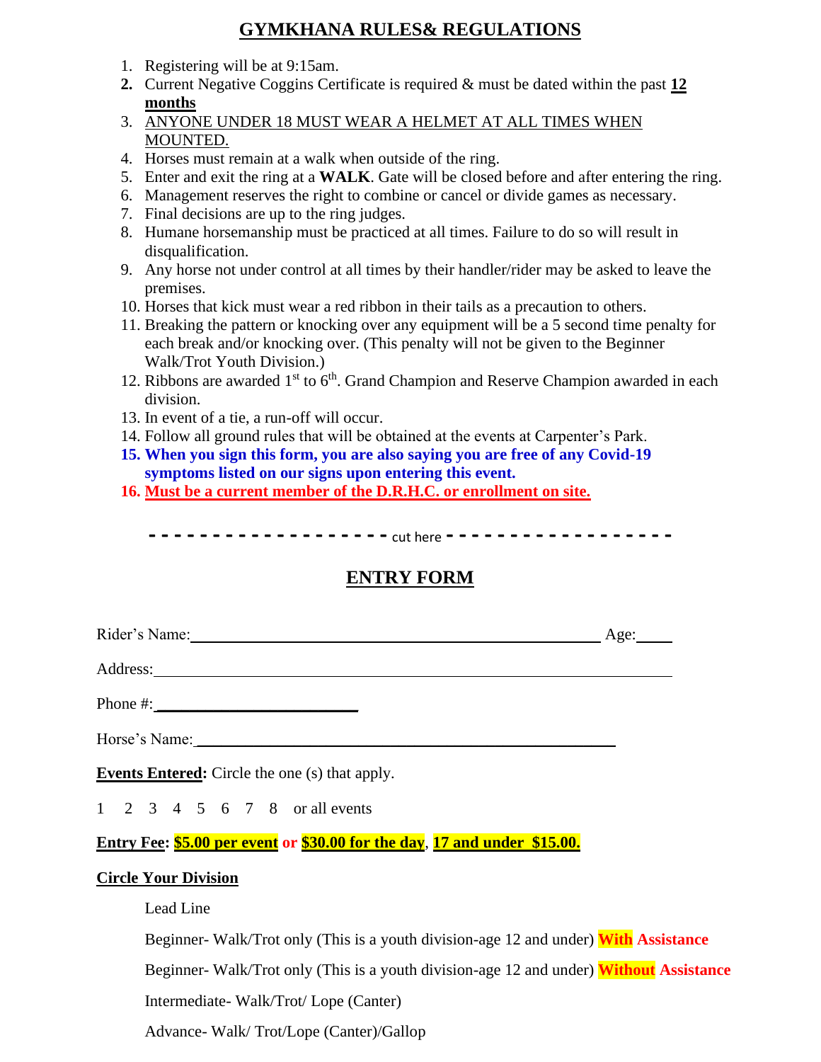## GYMKHANA RULES& REGULATIONS

1. Registering will be at 9:15am.
2. Current Negative Coggins Certificate is required & must be dated within the past **12 months**
3. ANYONE UNDER 18 MUST WEAR A HELMET AT ALL TIMES WHEN MOUNTED.
4. Horses must remain at a walk when outside of the ring.
5. Enter and exit the ring at a **WALK**. Gate will be closed before and after entering the ring.
6. Management reserves the right to combine or cancel or divide games as necessary.
7. Final decisions are up to the ring judges.
8. Humane horsemanship must be practiced at all times. Failure to do so will result in disqualification.
9. Any horse not under control at all times by their handler/rider may be asked to leave the premises.
10. Horses that kick must wear a red ribbon in their tails as a precaution to others.
11. Breaking the pattern or knocking over any equipment will be a 5 second time penalty for each break and/or knocking over. (This penalty will not be given to the Beginner Walk/Trot Youth Division.)
12. Ribbons are awarded 1st to 6th. Grand Champion and Reserve Champion awarded in each division.
13. In event of a tie, a run-off will occur.
14. Follow all ground rules that will be obtained at the events at Carpenter's Park.
15. **When you sign this form, you are also saying you are free of any Covid-19 symptoms listed on our signs upon entering this event.**
16. **Must be a current member of the D.R.H.C. or enrollment on site.**

- - - - - - - - - - - - - - - - - - cut here - - - - - - - - - - - - - - - - - -

## ENTRY FORM

Rider's Name:\_\_\_\_\_\_\_\_\_\_\_\_\_\_\_\_\_\_\_\_\_\_\_\_\_\_\_\_\_\_\_\_\_\_\_\_ Age:\_\_\_\_

Address:\_\_\_\_\_\_\_\_\_\_\_\_\_\_\_\_\_\_\_\_\_\_\_\_\_\_\_\_\_\_\_\_\_\_\_\_\_\_\_\_\_\_\_\_\_\_\_\_

Phone #:\_\_\_\_\_\_\_\_\_\_\_\_\_\_\_\_\_\_\_\_\_\_\_\_

Horse's Name:\_\_\_\_\_\_\_\_\_\_\_\_\_\_\_\_\_\_\_\_\_\_\_\_\_\_\_\_\_\_\_\_\_\_\_\_\_\_\_\_

**Events Entered:** Circle the one (s) that apply.

1 2 3 4 5 6 7 8 or all events

**Entry Fee: $5.00 per event or $30.00 for the day, 17 and under $15.00.**

**Circle Your Division**

Lead Line

Beginner- Walk/Trot only (This is a youth division-age 12 and under) **With Assistance**

Beginner- Walk/Trot only (This is a youth division-age 12 and under) **Without Assistance**

Intermediate- Walk/Trot/ Lope (Canter)

Advance- Walk/ Trot/Lope (Canter)/Gallop